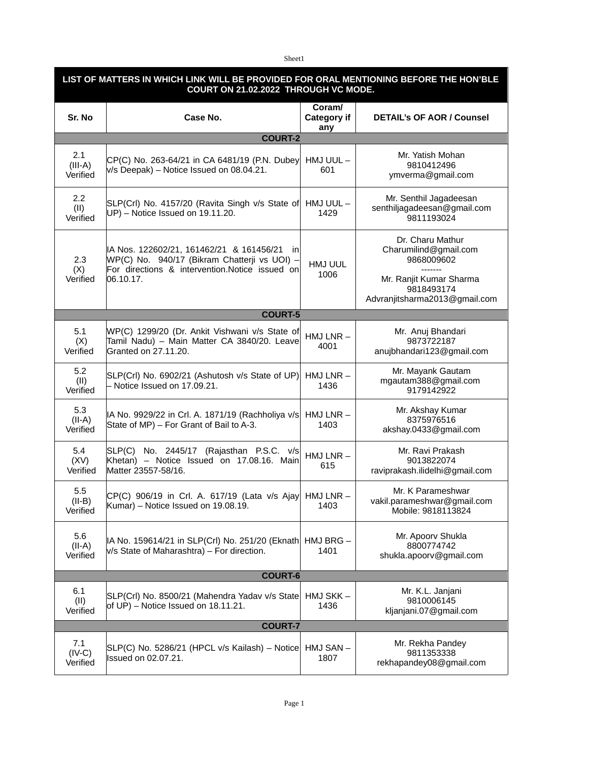| LIST OF MATTERS IN WHICH LINK WILL BE PROVIDED FOR ORAL MENTIONING BEFORE THE HON'BLE COURT ON 21.02.2022 THROUGH VC MODE. | | | |
|---|---|---|---|
| **Sr. No** | **Case No.** | **Coram/ Category if any** | **DETAIL's OF AOR / Counsel** |
| **COURT-2** | | | |
| 2.1 (III-A) Verified | CP(C) No. 263-64/21 in CA 6481/19 (P.N. Dubey v/s Deepak) – Notice Issued on 08.04.21. | HMJ UUL – 601 | Mr. Yatish Mohan 9810412496 ymverma@gmail.com |
| 2.2 (II) Verified | SLP(Crl) No. 4157/20 (Ravita Singh v/s State of UP) – Notice Issued on 19.11.20. | HMJ UUL – 1429 | Mr. Senthil Jagadeesan senthiljagadeesan@gmail.com 9811193024 |
| 2.3 (X) Verified | IA Nos. 122602/21, 161462/21 & 161456/21 in WP(C) No. 940/17 (Bikram Chatterji vs UOI) – For directions & intervention.Notice issued on 06.10.17. | HMJ UUL 1006 | Dr. Charu Mathur Charumilind@gmail.com 9868009602 ------- Mr. Ranjit Kumar Sharma 9818493174 Advranjitsharma2013@gmail.com |
| **COURT-5** | | | |
| 5.1 (X) Verified | WP(C) 1299/20 (Dr. Ankit Vishwani v/s State of Tamil Nadu) – Main Matter CA 3840/20. Leave Granted on 27.11.20. | HMJ LNR – 4001 | Mr. Anuj Bhandari 9873722187 anujbhandari123@gmail.com |
| 5.2 (II) Verified | SLP(Crl) No. 6902/21 (Ashutosh v/s State of UP) – Notice Issued on 17.09.21. | HMJ LNR – 1436 | Mr. Mayank Gautam mgautam388@gmail.com 9179142922 |
| 5.3 (II-A) Verified | IA No. 9929/22 in Crl. A. 1871/19 (Rachholiya v/s State of MP) – For Grant of Bail to A-3. | HMJ LNR – 1403 | Mr. Akshay Kumar 8375976516 akshay.0433@gmail.com |
| 5.4 (XV) Verified | SLP(C) No. 2445/17 (Rajasthan P.S.C. v/s Khetan) – Notice Issued on 17.08.16. Main Matter 23557-58/16. | HMJ LNR – 615 | Mr. Ravi Prakash 9013822074 raviprakash.ilidelhi@gmail.com |
| 5.5 (II-B) Verified | CP(C) 906/19 in Crl. A. 617/19 (Lata v/s Ajay Kumar) – Notice Issued on 19.08.19. | HMJ LNR – 1403 | Mr. K Parameshwar vakil.parameshwar@gmail.com Mobile: 9818113824 |
| 5.6 (II-A) Verified | IA No. 159614/21 in SLP(Crl) No. 251/20 (Eknath v/s State of Maharashtra) – For direction. | HMJ BRG – 1401 | Mr. Apoorv Shukla 8800774742 shukla.apoorv@gmail.com |
| **COURT-6** | | | |
| 6.1 (II) Verified | SLP(Crl) No. 8500/21 (Mahendra Yadav v/s State of UP) – Notice Issued on 18.11.21. | HMJ SKK – 1436 | Mr. K.L. Janjani 9810006145 kljanjani.07@gmail.com |
| **COURT-7** | | | |
| 7.1 (IV-C) Verified | SLP(C) No. 5286/21 (HPCL v/s Kailash) – Notice Issued on 02.07.21. | HMJ SAN – 1807 | Mr. Rekha Pandey 9811353338 rekhapandey08@gmail.com |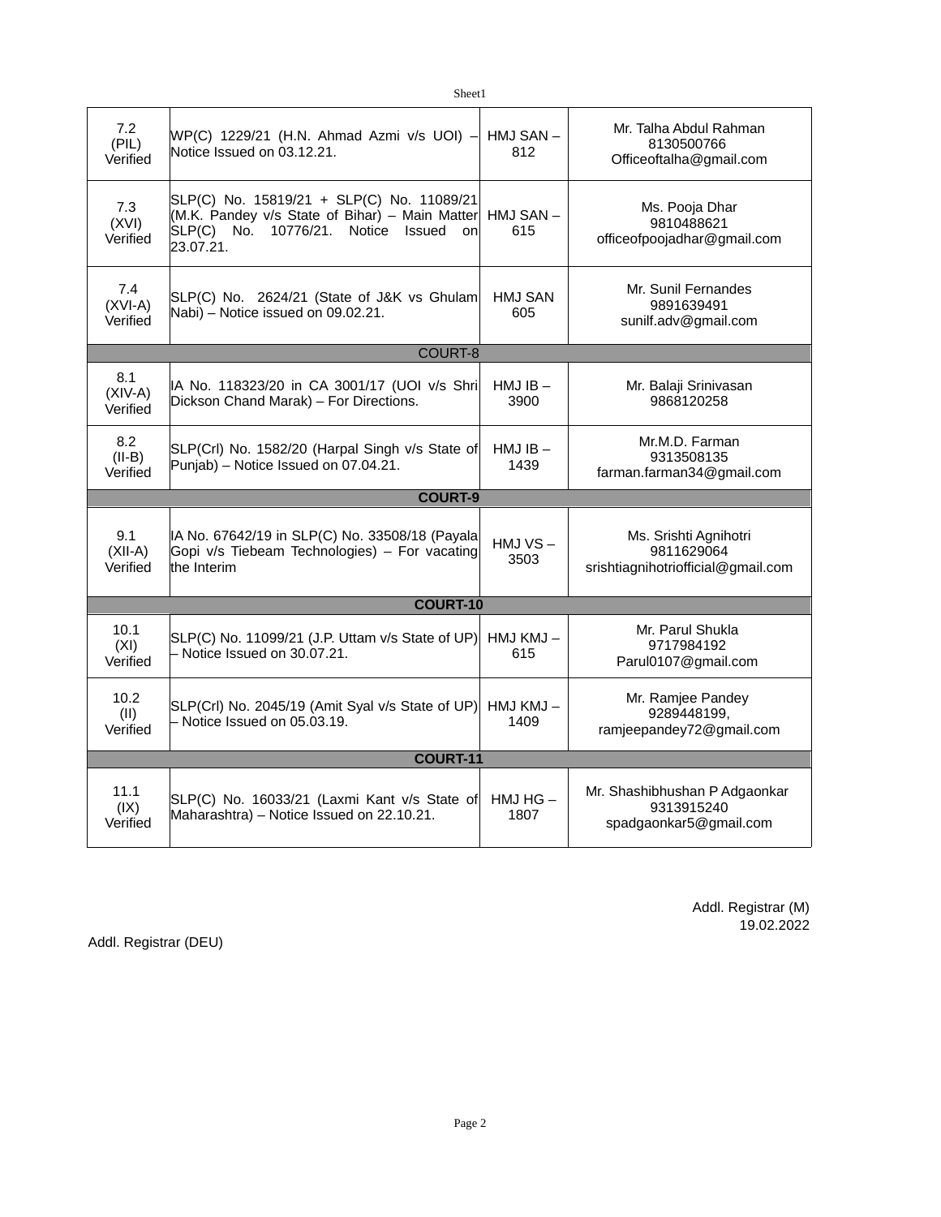| | | | |
|---|---|---|---|
| 7.2 (PIL) Verified | WP(C) 1229/21 (H.N. Ahmad Azmi v/s UOI) – Notice Issued on 03.12.21. | HMJ SAN – 812 | Mr. Talha Abdul Rahman 8130500766 Officeoftalha@gmail.com |
| 7.3 (XVI) Verified | SLP(C) No. 15819/21 + SLP(C) No. 11089/21 (M.K. Pandey v/s State of Bihar) – Main Matter SLP(C) No. 10776/21. Notice Issued on 23.07.21. | HMJ SAN – 615 | Ms. Pooja Dhar 9810488621 officeofpoojadhar@gmail.com |
| 7.4 (XVI-A) Verified | SLP(C) No. 2624/21 (State of J&K vs Ghulam Nabi) – Notice issued on 09.02.21. | HMJ SAN 605 | Mr. Sunil Fernandes 9891639491 sunilf.adv@gmail.com |
| | COURT-8 | | |
| 8.1 (XIV-A) Verified | IA No. 118323/20 in CA 3001/17 (UOI v/s Shri Dickson Chand Marak) – For Directions. | HMJ IB – 3900 | Mr. Balaji Srinivasan 9868120258 |
| 8.2 (II-B) Verified | SLP(Crl) No. 1582/20 (Harpal Singh v/s State of Punjab) – Notice Issued on 07.04.21. | HMJ IB – 1439 | Mr.M.D. Farman 9313508135 farman.farman34@gmail.com |
| | **COURT-9** | | |
| 9.1 (XII-A) Verified | IA No. 67642/19 in SLP(C) No. 33508/18 (Payala Gopi v/s Tiebeam Technologies) – For vacating the Interim | HMJ VS – 3503 | Ms. Srishti Agnihotri 9811629064 srishtiagnihotriofficial@gmail.com |
| | **COURT-10** | | |
| 10.1 (XI) Verified | SLP(C) No. 11099/21 (J.P. Uttam v/s State of UP) – Notice Issued on 30.07.21. | HMJ KMJ – 615 | Mr. Parul Shukla 9717984192 Parul0107@gmail.com |
| 10.2 (II) Verified | SLP(Crl) No. 2045/19 (Amit Syal v/s State of UP) – Notice Issued on 05.03.19. | HMJ KMJ – 1409 | Mr. Ramjee Pandey 9289448199, ramjeepandey72@gmail.com |
| | **COURT-11** | | |
| 11.1 (IX) Verified | SLP(C) No. 16033/21 (Laxmi Kant v/s State of Maharashtra) – Notice Issued on 22.10.21. | HMJ HG – 1807 | Mr. Shashibhushan P Adgaonkar 9313915240 spadgaonkar5@gmail.com |

Addl. Registrar (M)
19.02.2022

Addl. Registrar (DEU)